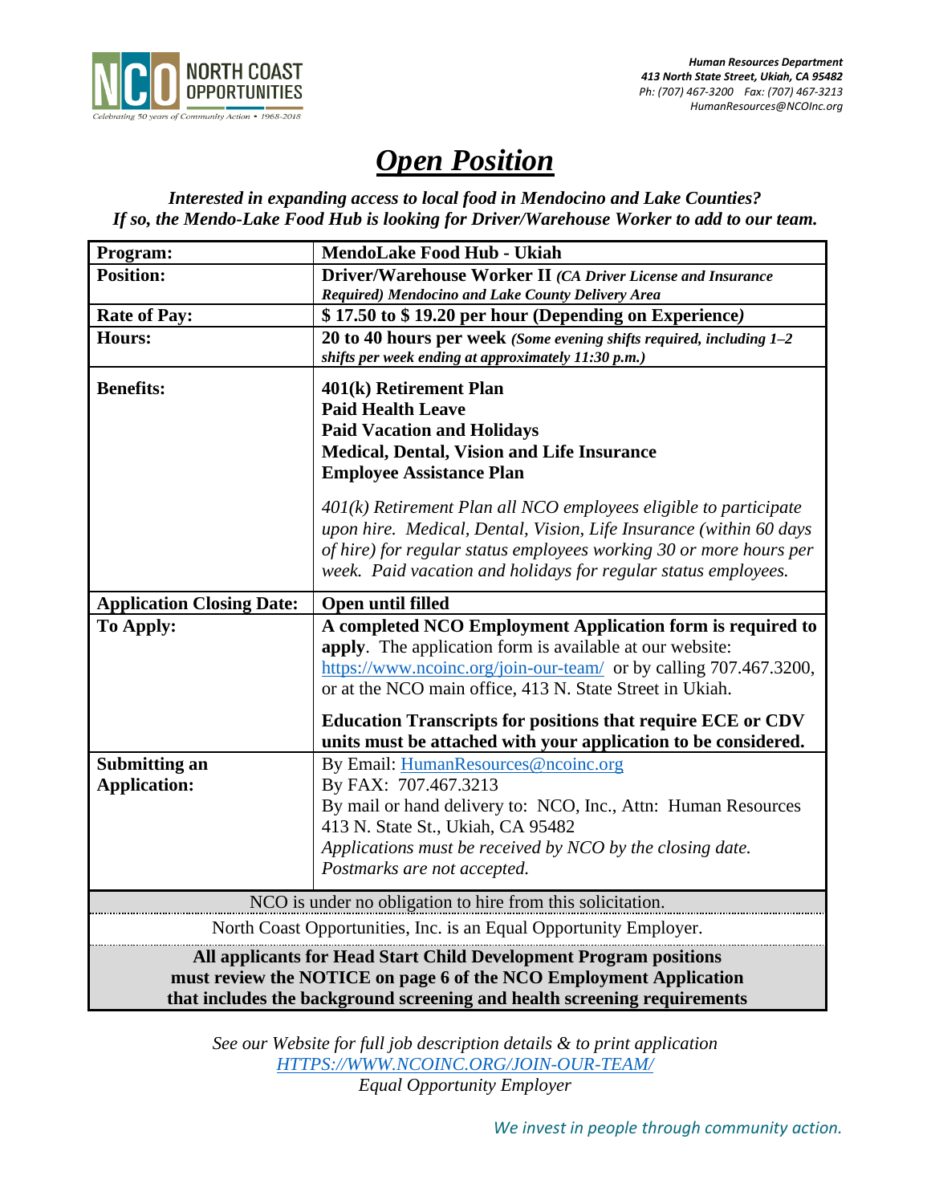NORTH COAST OPPORTUNITIES
*Celebrating 50 years of Community Action • 1968-2018*

***Human Resources Department***
***413 North State Street, Ukiah, CA 95482***
*Ph: (707) 467-3200 Fax: (707) 467-3213*
*HumanResources@NCOInc.org*

# ***Open Position***

***Interested in expanding access to local food in Mendocino and Lake Counties?***
***If so, the Mendo-Lake Food Hub is looking for Driver/Warehouse Worker to add to our team.***

| | |
|---|---|
| **Program:** | **MendoLake Food Hub - Ukiah** |
| **Position:** | **Driver/Warehouse Worker II** ***(CA Driver License and Insurance Required) Mendocino and Lake County Delivery Area*** |
| **Rate of Pay:** | **$ 17.50 to $ 19.20 per hour (Depending on Experience)** |
| **Hours:** | **20 to 40 hours per week** ***(Some evening shifts required, including 1–2 shifts per week ending at approximately 11:30 p.m.)*** |
| **Benefits:** | **401(k) Retirement Plan**<br>**Paid Health Leave**<br>**Paid Vacation and Holidays**<br>**Medical, Dental, Vision and Life Insurance**<br>**Employee Assistance Plan**<br><br>*401(k) Retirement Plan all NCO employees eligible to participate upon hire. Medical, Dental, Vision, Life Insurance (within 60 days of hire) for regular status employees working 30 or more hours per week. Paid vacation and holidays for regular status employees.* |
| **Application Closing Date:** | **Open until filled** |
| **To Apply:** | **A completed NCO Employment Application form is required to apply**. The application form is available at our website: https://www.ncoinc.org/join-our-team/ or by calling 707.467.3200, or at the NCO main office, 413 N. State Street in Ukiah.<br><br>**Education Transcripts for positions that require ECE or CDV units must be attached with your application to be considered.** |
| **Submitting an Application:** | By Email: HumanResources@ncoinc.org<br>By FAX: 707.467.3213<br>By mail or hand delivery to: NCO, Inc., Attn: Human Resources 413 N. State St., Ukiah, CA 95482<br>*Applications must be received by NCO by the closing date. Postmarks are not accepted.* |

NCO is under no obligation to hire from this solicitation.

North Coast Opportunities, Inc. is an Equal Opportunity Employer.

**All applicants for Head Start Child Development Program positions must review the NOTICE on page 6 of the NCO Employment Application that includes the background screening and health screening requirements**

*See our Website for full job description details & to print application*
*HTTPS://WWW.NCOINC.ORG/JOIN-OUR-TEAM/*
*Equal Opportunity Employer*

*We invest in people through community action.*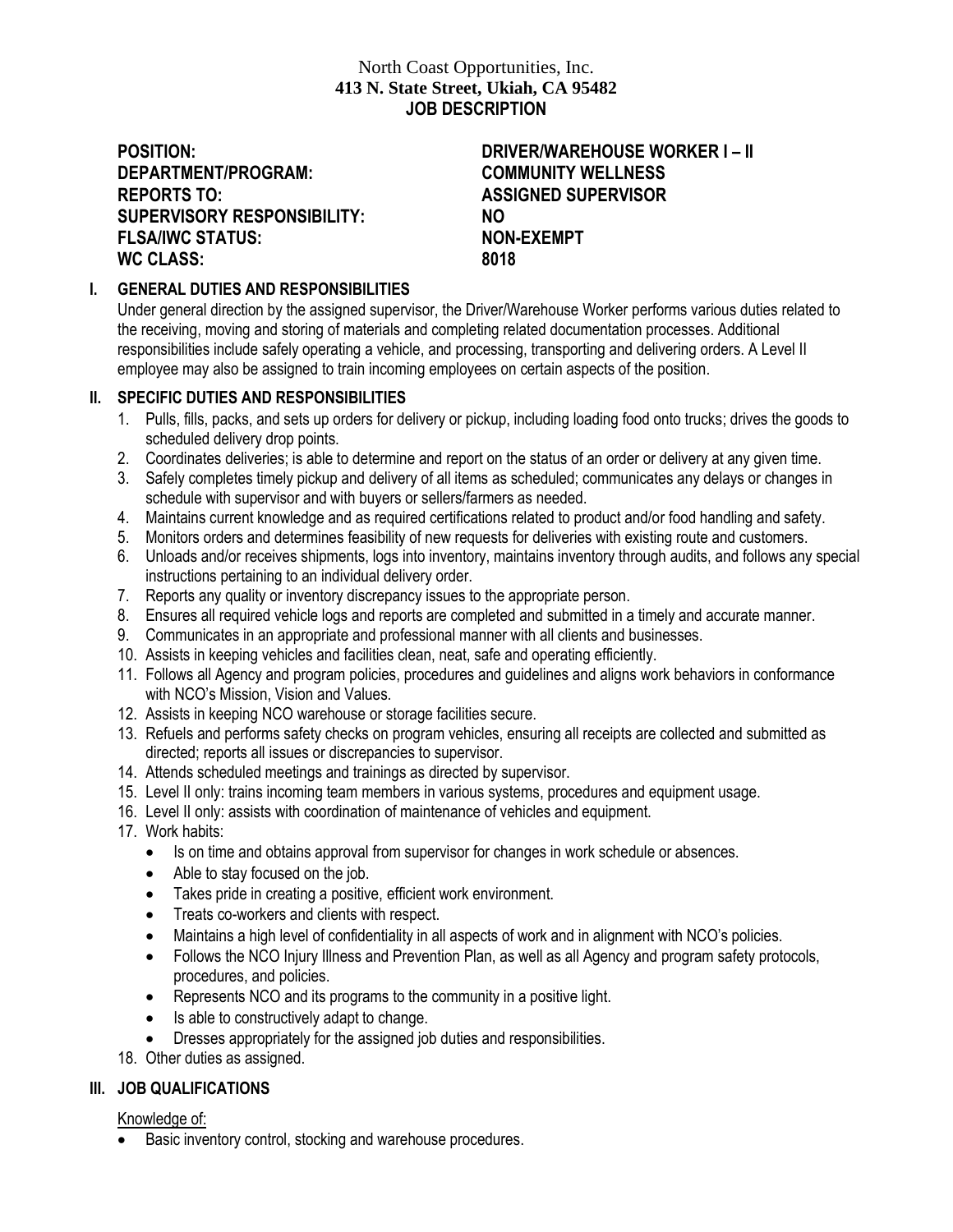North Coast Opportunities, Inc.
**413 N. State Street, Ukiah, CA 95482**
**JOB DESCRIPTION**

| | |
|---|---|
| **POSITION:** | **DRIVER/WAREHOUSE WORKER I – II** |
| **DEPARTMENT/PROGRAM:** | **COMMUNITY WELLNESS** |
| **REPORTS TO:** | **ASSIGNED SUPERVISOR** |
| **SUPERVISORY RESPONSIBILITY:** | **NO** |
| **FLSA/IWC STATUS:** | **NON-EXEMPT** |
| **WC CLASS:** | **8018** |

## I. GENERAL DUTIES AND RESPONSIBILITIES

Under general direction by the assigned supervisor, the Driver/Warehouse Worker performs various duties related to the receiving, moving and storing of materials and completing related documentation processes. Additional responsibilities include safely operating a vehicle, and processing, transporting and delivering orders. A Level II employee may also be assigned to train incoming employees on certain aspects of the position.

## II. SPECIFIC DUTIES AND RESPONSIBILITIES

1. Pulls, fills, packs, and sets up orders for delivery or pickup, including loading food onto trucks; drives the goods to scheduled delivery drop points.
2. Coordinates deliveries; is able to determine and report on the status of an order or delivery at any given time.
3. Safely completes timely pickup and delivery of all items as scheduled; communicates any delays or changes in schedule with supervisor and with buyers or sellers/farmers as needed.
4. Maintains current knowledge and as required certifications related to product and/or food handling and safety.
5. Monitors orders and determines feasibility of new requests for deliveries with existing route and customers.
6. Unloads and/or receives shipments, logs into inventory, maintains inventory through audits, and follows any special instructions pertaining to an individual delivery order.
7. Reports any quality or inventory discrepancy issues to the appropriate person.
8. Ensures all required vehicle logs and reports are completed and submitted in a timely and accurate manner.
9. Communicates in an appropriate and professional manner with all clients and businesses.
10. Assists in keeping vehicles and facilities clean, neat, safe and operating efficiently.
11. Follows all Agency and program policies, procedures and guidelines and aligns work behaviors in conformance with NCO's Mission, Vision and Values.
12. Assists in keeping NCO warehouse or storage facilities secure.
13. Refuels and performs safety checks on program vehicles, ensuring all receipts are collected and submitted as directed; reports all issues or discrepancies to supervisor.
14. Attends scheduled meetings and trainings as directed by supervisor.
15. Level II only: trains incoming team members in various systems, procedures and equipment usage.
16. Level II only: assists with coordination of maintenance of vehicles and equipment.
17. Work habits:
    - Is on time and obtains approval from supervisor for changes in work schedule or absences.
    - Able to stay focused on the job.
    - Takes pride in creating a positive, efficient work environment.
    - Treats co-workers and clients with respect.
    - Maintains a high level of confidentiality in all aspects of work and in alignment with NCO's policies.
    - Follows the NCO Injury Illness and Prevention Plan, as well as all Agency and program safety protocols, procedures, and policies.
    - Represents NCO and its programs to the community in a positive light.
    - Is able to constructively adapt to change.
    - Dresses appropriately for the assigned job duties and responsibilities.
18. Other duties as assigned.

## III. JOB QUALIFICATIONS

Knowledge of:

- Basic inventory control, stocking and warehouse procedures.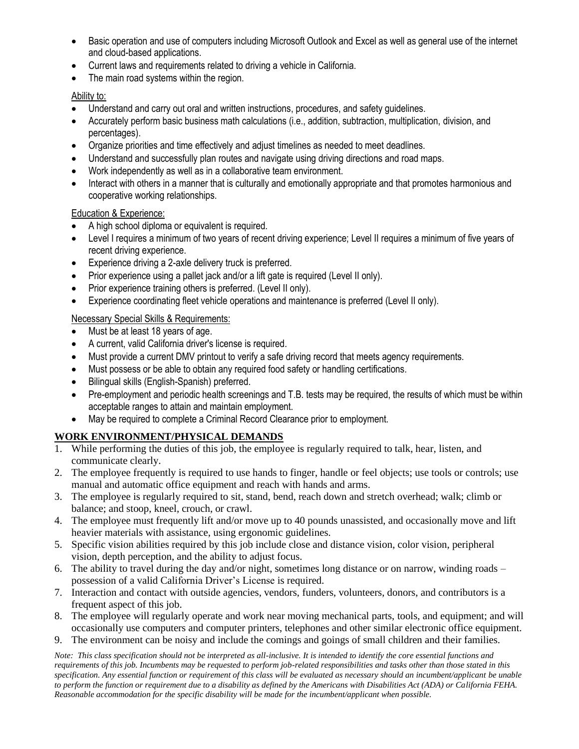- Basic operation and use of computers including Microsoft Outlook and Excel as well as general use of the internet and cloud-based applications.
- Current laws and requirements related to driving a vehicle in California.
- The main road systems within the region.

Ability to:

- Understand and carry out oral and written instructions, procedures, and safety guidelines.
- Accurately perform basic business math calculations (i.e., addition, subtraction, multiplication, division, and percentages).
- Organize priorities and time effectively and adjust timelines as needed to meet deadlines.
- Understand and successfully plan routes and navigate using driving directions and road maps.
- Work independently as well as in a collaborative team environment.
- Interact with others in a manner that is culturally and emotionally appropriate and that promotes harmonious and cooperative working relationships.

Education & Experience:

- A high school diploma or equivalent is required.
- Level I requires a minimum of two years of recent driving experience; Level II requires a minimum of five years of recent driving experience.
- Experience driving a 2-axle delivery truck is preferred.
- Prior experience using a pallet jack and/or a lift gate is required (Level II only).
- Prior experience training others is preferred. (Level II only).
- Experience coordinating fleet vehicle operations and maintenance is preferred (Level II only).

Necessary Special Skills & Requirements:

- Must be at least 18 years of age.
- A current, valid California driver's license is required.
- Must provide a current DMV printout to verify a safe driving record that meets agency requirements.
- Must possess or be able to obtain any required food safety or handling certifications.
- Bilingual skills (English-Spanish) preferred.
- Pre-employment and periodic health screenings and T.B. tests may be required, the results of which must be within acceptable ranges to attain and maintain employment.
- May be required to complete a Criminal Record Clearance prior to employment.

## WORK ENVIRONMENT/PHYSICAL DEMANDS

1. While performing the duties of this job, the employee is regularly required to talk, hear, listen, and communicate clearly.
2. The employee frequently is required to use hands to finger, handle or feel objects; use tools or controls; use manual and automatic office equipment and reach with hands and arms.
3. The employee is regularly required to sit, stand, bend, reach down and stretch overhead; walk; climb or balance; and stoop, kneel, crouch, or crawl.
4. The employee must frequently lift and/or move up to 40 pounds unassisted, and occasionally move and lift heavier materials with assistance, using ergonomic guidelines.
5. Specific vision abilities required by this job include close and distance vision, color vision, peripheral vision, depth perception, and the ability to adjust focus.
6. The ability to travel during the day and/or night, sometimes long distance or on narrow, winding roads – possession of a valid California Driver's License is required.
7. Interaction and contact with outside agencies, vendors, funders, volunteers, donors, and contributors is a frequent aspect of this job.
8. The employee will regularly operate and work near moving mechanical parts, tools, and equipment; and will occasionally use computers and computer printers, telephones and other similar electronic office equipment.
9. The environment can be noisy and include the comings and goings of small children and their families.

*Note: This class specification should not be interpreted as all-inclusive. It is intended to identify the core essential functions and requirements of this job. Incumbents may be requested to perform job-related responsibilities and tasks other than those stated in this specification. Any essential function or requirement of this class will be evaluated as necessary should an incumbent/applicant be unable to perform the function or requirement due to a disability as defined by the Americans with Disabilities Act (ADA) or California FEHA. Reasonable accommodation for the specific disability will be made for the incumbent/applicant when possible.*